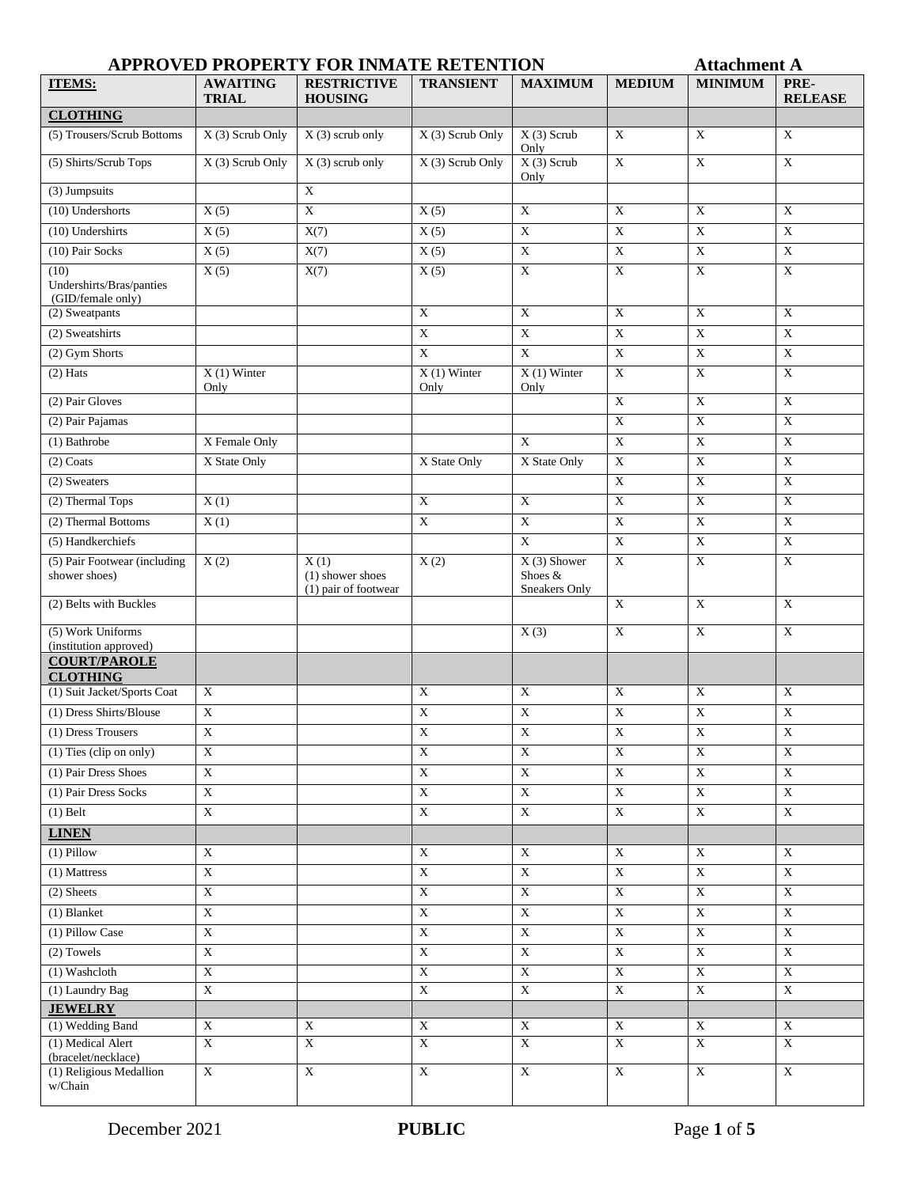# APPROVED PROPERTY FOR INMATE RETENTION

**Attachment A**

| ITEMS: | AWAITING TRIAL | RESTRICTIVE HOUSING | TRANSIENT | MAXIMUM | MEDIUM | MINIMUM | PRE-RELEASE |
|---|---|---|---|---|---|---|---|
| **CLOTHING** | | | | | | | |
| (5) Trousers/Scrub Bottoms | X (3) Scrub Only | X (3) scrub only | X (3) Scrub Only | X (3) Scrub Only | X | X | X |
| (5) Shirts/Scrub Tops | X (3) Scrub Only | X (3) scrub only | X (3) Scrub Only | X (3) Scrub Only | X | X | X |
| (3) Jumpsuits | | X | | | | | |
| (10) Undershorts | X (5) | X | X (5) | X | X | X | X |
| (10) Undershirts | X (5) | X(7) | X (5) | X | X | X | X |
| (10) Pair Socks | X (5) | X(7) | X (5) | X | X | X | X |
| (10) Undershirts/Bras/panties (GID/female only) | X (5) | X(7) | X (5) | X | X | X | X |
| (2) Sweatpants | | | X | X | X | X | X |
| (2) Sweatshirts | | | X | X | X | X | X |
| (2) Gym Shorts | | | X | X | X | X | X |
| (2) Hats | X (1) Winter Only | | X (1) Winter Only | X (1) Winter Only | X | X | X |
| (2) Pair Gloves | | | | | X | X | X |
| (2) Pair Pajamas | | | | | X | X | X |
| (1) Bathrobe | X Female Only | | | X | X | X | X |
| (2) Coats | X State Only | | X State Only | X State Only | X | X | X |
| (2) Sweaters | | | | | X | X | X |
| (2) Thermal Tops | X (1) | | X | X | X | X | X |
| (2) Thermal Bottoms | X (1) | | X | X | X | X | X |
| (5) Handkerchiefs | | | | X | X | X | X |
| (5) Pair Footwear (including shower shoes) | X (2) | X (1) (1) shower shoes (1) pair of footwear | X (2) | X (3) Shower Shoes & Sneakers Only | X | X | X |
| (2) Belts with Buckles | | | | | X | X | X |
| (5) Work Uniforms (institution approved) | | | | X (3) | X | X | X |
| **COURT/PAROLE CLOTHING** | | | | | | | |
| (1) Suit Jacket/Sports Coat | X | | X | X | X | X | X |
| (1) Dress Shirts/Blouse | X | | X | X | X | X | X |
| (1) Dress Trousers | X | | X | X | X | X | X |
| (1) Ties (clip on only) | X | | X | X | X | X | X |
| (1) Pair Dress Shoes | X | | X | X | X | X | X |
| (1) Pair Dress Socks | X | | X | X | X | X | X |
| (1) Belt | X | | X | X | X | X | X |
| **LINEN** | | | | | | | |
| (1) Pillow | X | | X | X | X | X | X |
| (1) Mattress | X | | X | X | X | X | X |
| (2) Sheets | X | | X | X | X | X | X |
| (1) Blanket | X | | X | X | X | X | X |
| (1) Pillow Case | X | | X | X | X | X | X |
| (2) Towels | X | | X | X | X | X | X |
| (1) Washcloth | X | | X | X | X | X | X |
| (1) Laundry Bag | X | | X | X | X | X | X |
| **JEWELRY** | | | | | | | |
| (1) Wedding Band | X | X | X | X | X | X | X |
| (1) Medical Alert (bracelet/necklace) | X | X | X | X | X | X | X |
| (1) Religious Medallion w/Chain | X | X | X | X | X | X | X |

December 2021 **PUBLIC**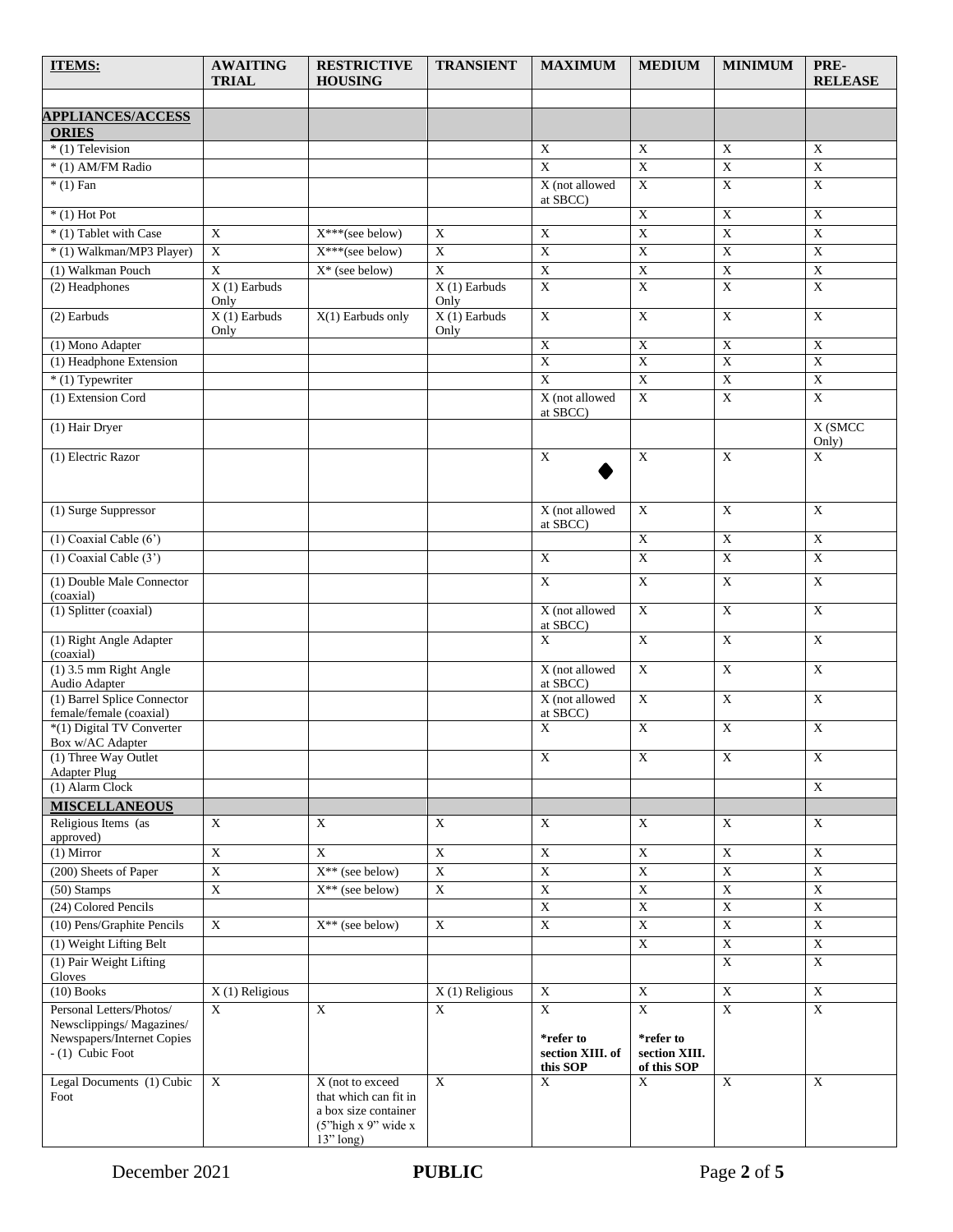| ITEMS: | AWAITING TRIAL | RESTRICTIVE HOUSING | TRANSIENT | MAXIMUM | MEDIUM | MINIMUM | PRE-RELEASE |
|---|---|---|---|---|---|---|---|
| | | | | | | | |
| **APPLIANCES/ACCESSORIES** | | | | | | | |
| * (1) Television | | | | X | X | X | X |
| * (1) AM/FM Radio | | | | X | X | X | X |
| * (1) Fan | | | | X (not allowed at SBCC) | X | X | X |
| * (1) Hot Pot | | | | | X | X | X |
| * (1) Tablet with Case | X | X***(see below) | X | X | X | X | X |
| * (1) Walkman/MP3 Player) | X | X***(see below) | X | X | X | X | X |
| (1) Walkman Pouch | X | X* (see below) | X | X | X | X | X |
| (2) Headphones | X (1) Earbuds Only | | X (1) Earbuds Only | X | X | X | X |
| (2) Earbuds | X (1) Earbuds Only | X(1) Earbuds only | X (1) Earbuds Only | X | X | X | X |
| (1) Mono Adapter | | | | X | X | X | X |
| (1) Headphone Extension | | | | X | X | X | X |
| * (1) Typewriter | | | | X | X | X | X |
| (1) Extension Cord | | | | X (not allowed at SBCC) | X | X | X |
| (1) Hair Dryer | | | | | | | X (SMCC Only) |
| (1) Electric Razor | | | | X ◆ | X | X | X |
| (1) Surge Suppressor | | | | X (not allowed at SBCC) | X | X | X |
| (1) Coaxial Cable (6') | | | | | X | X | X |
| (1) Coaxial Cable (3') | | | | X | X | X | X |
| (1) Double Male Connector (coaxial) | | | | X | X | X | X |
| (1) Splitter (coaxial) | | | | X (not allowed at SBCC) | X | X | X |
| (1) Right Angle Adapter (coaxial) | | | | X | X | X | X |
| (1) 3.5 mm Right Angle Audio Adapter | | | | X (not allowed at SBCC) | X | X | X |
| (1) Barrel Splice Connector female/female (coaxial) | | | | X (not allowed at SBCC) | X | X | X |
| *(1) Digital TV Converter Box w/AC Adapter | | | | X | X | X | X |
| (1) Three Way Outlet Adapter Plug | | | | X | X | X | X |
| (1) Alarm Clock | | | | | | | X |
| **MISCELLANEOUS** | | | | | | | |
| Religious Items (as approved) | X | X | X | X | X | X | X |
| (1) Mirror | X | X | X | X | X | X | X |
| (200) Sheets of Paper | X | X** (see below) | X | X | X | X | X |
| (50) Stamps | X | X** (see below) | X | X | X | X | X |
| (24) Colored Pencils | | | | X | X | X | X |
| (10) Pens/Graphite Pencils | X | X** (see below) | X | X | X | X | X |
| (1) Weight Lifting Belt | | | | | X | X | X |
| (1) Pair Weight Lifting Gloves | | | | | | X | X |
| (10) Books | X (1) Religious | | X (1) Religious | X | X | X | X |
| Personal Letters/Photos/ Newsclippings/ Magazines/ Newspapers/Internet Copies - (1) Cubic Foot | X | X | X | X **\*refer to section XIII. of this SOP** | X **\*refer to section XIII. of this SOP** | X | X |
| Legal Documents (1) Cubic Foot | X | X (not to exceed that which can fit in a box size container (5"high x 9" wide x 13" long) | X | X | X | X | X |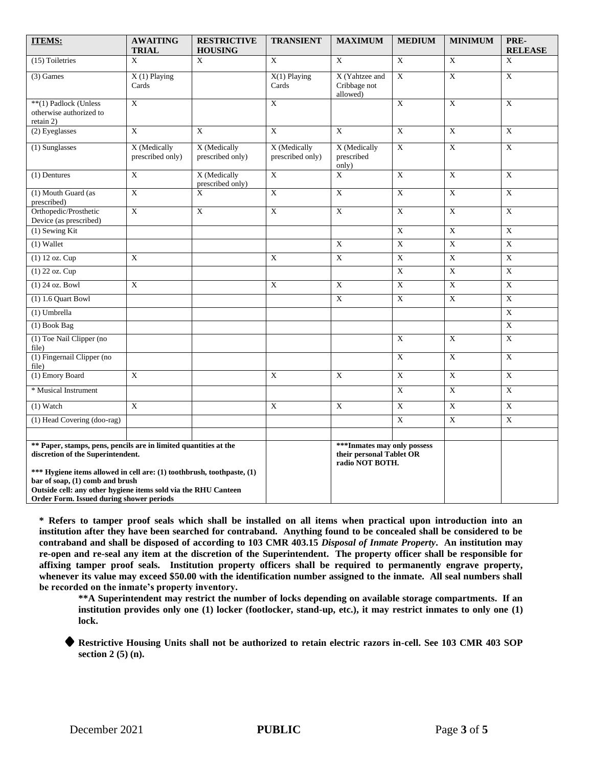| ITEMS: | AWAITING TRIAL | RESTRICTIVE HOUSING | TRANSIENT | MAXIMUM | MEDIUM | MINIMUM | PRE-RELEASE |
|---|---|---|---|---|---|---|---|
| (15) Toiletries | X | X | X | X | X | X | X |
| (3) Games | X (1) Playing Cards | | X(1) Playing Cards | X (Yahtzee and Cribbage not allowed) | X | X | X |
| **(1) Padlock (Unless otherwise authorized to retain 2) | X | | X | | X | X | X |
| (2) Eyeglasses | X | X | X | X | X | X | X |
| (1) Sunglasses | X (Medically prescribed only) | X (Medically prescribed only) | X (Medically prescribed only) | X (Medically prescribed only) | X | X | X |
| (1) Dentures | X | X (Medically prescribed only) | X | X | X | X | X |
| (1) Mouth Guard (as prescribed) | X | X | X | X | X | X | X |
| Orthopedic/Prosthetic Device (as prescribed) | X | X | X | X | X | X | X |
| (1) Sewing Kit | | | | | X | X | X |
| (1) Wallet | | | | X | X | X | X |
| (1) 12 oz. Cup | X | | X | X | X | X | X |
| (1) 22 oz. Cup | | | | | X | X | X |
| (1) 24 oz. Bowl | X | | X | X | X | X | X |
| (1) 1.6 Quart Bowl | | | | X | X | X | X |
| (1) Umbrella | | | | | | | X |
| (1) Book Bag | | | | | | | X |
| (1) Toe Nail Clipper (no file) | | | | | X | X | X |
| (1) Fingernail Clipper (no file) | | | | | X | X | X |
| (1) Emory Board | X | | X | X | X | X | X |
| * Musical Instrument | | | | | X | X | X |
| (1) Watch | X | | X | X | X | X | X |
| (1) Head Covering (doo-rag) | | | | | X | X | X |
| | | | | | | | |
| **Paper, stamps, pens, pencils are in limited quantities at the discretion of the Superintendent. *** Hygiene items allowed in cell are: (1) toothbrush, toothpaste, (1) bar of soap, (1) comb and brush Outside cell: any other hygiene items sold via the RHU Canteen Order Form. Issued during shower periods** | | | | **\*\*\*Inmates may only possess their personal Tablet OR radio NOT BOTH.** | | | |

**\* Refers to tamper proof seals which shall be installed on all items when practical upon introduction into an institution after they have been searched for contraband. Anything found to be concealed shall be considered to be contraband and shall be disposed of according to 103 CMR 403.15 *Disposal of Inmate Property*. An institution may re-open and re-seal any item at the discretion of the Superintendent. The property officer shall be responsible for affixing tamper proof seals. Institution property officers shall be required to permanently engrave property, whenever its value may exceed $50.00 with the identification number assigned to the inmate. All seal numbers shall be recorded on the inmate's property inventory.**

**\*\*A Superintendent may restrict the number of locks depending on available storage compartments. If an institution provides only one (1) locker (footlocker, stand-up, etc.), it may restrict inmates to only one (1) lock.**

◆ **Restrictive Housing Units shall not be authorized to retain electric razors in-cell. See 103 CMR 403 SOP section 2 (5) (n).**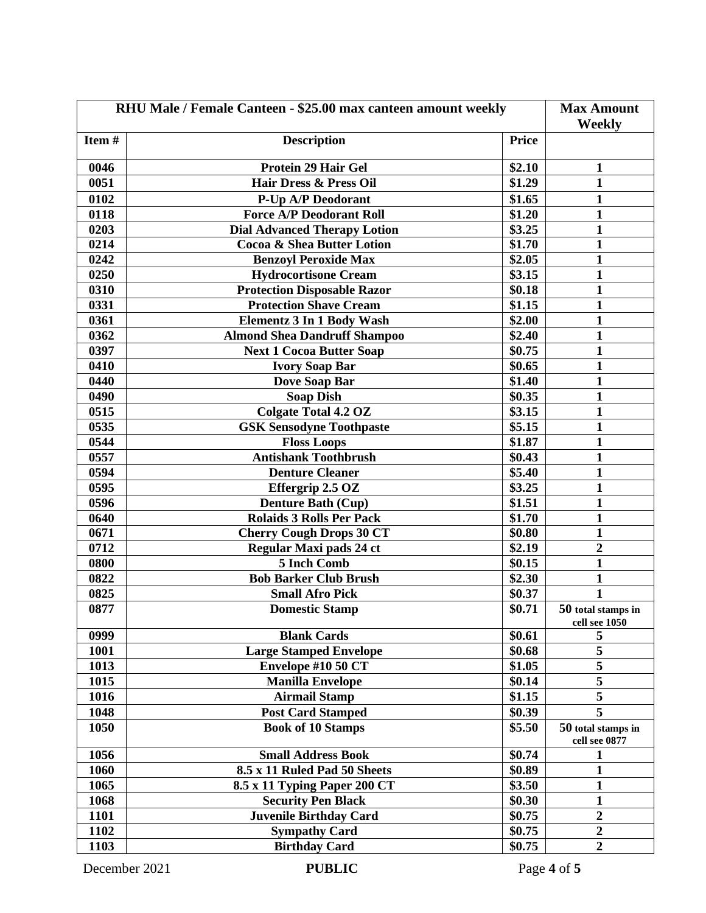| **RHU Male / Female Canteen - $25.00 max canteen amount weekly** | | | **Max Amount Weekly** |
|---|---|---|---|
| **Item #** | **Description** | **Price** | |
| **0046** | **Protein 29 Hair Gel** | **$2.10** | **1** |
| **0051** | **Hair Dress & Press Oil** | **$1.29** | **1** |
| **0102** | **P-Up A/P Deodorant** | **$1.65** | **1** |
| **0118** | **Force A/P Deodorant Roll** | **$1.20** | **1** |
| **0203** | **Dial Advanced Therapy Lotion** | **$3.25** | **1** |
| **0214** | **Cocoa & Shea Butter Lotion** | **$1.70** | **1** |
| **0242** | **Benzoyl Peroxide Max** | **$2.05** | **1** |
| **0250** | **Hydrocortisone Cream** | **$3.15** | **1** |
| **0310** | **Protection Disposable Razor** | **$0.18** | **1** |
| **0331** | **Protection Shave Cream** | **$1.15** | **1** |
| **0361** | **Elementz 3 In 1 Body Wash** | **$2.00** | **1** |
| **0362** | **Almond Shea Dandruff Shampoo** | **$2.40** | **1** |
| **0397** | **Next 1 Cocoa Butter Soap** | **$0.75** | **1** |
| **0410** | **Ivory Soap Bar** | **$0.65** | **1** |
| **0440** | **Dove Soap Bar** | **$1.40** | **1** |
| **0490** | **Soap Dish** | **$0.35** | **1** |
| **0515** | **Colgate Total 4.2 OZ** | **$3.15** | **1** |
| **0535** | **GSK Sensodyne Toothpaste** | **$5.15** | **1** |
| **0544** | **Floss Loops** | **$1.87** | **1** |
| **0557** | **Antishank Toothbrush** | **$0.43** | **1** |
| **0594** | **Denture Cleaner** | **$5.40** | **1** |
| **0595** | **Effergrip 2.5 OZ** | **$3.25** | **1** |
| **0596** | **Denture Bath (Cup)** | **$1.51** | **1** |
| **0640** | **Rolaids 3 Rolls Per Pack** | **$1.70** | **1** |
| **0671** | **Cherry Cough Drops 30 CT** | **$0.80** | **1** |
| **0712** | **Regular Maxi pads 24 ct** | **$2.19** | **2** |
| **0800** | **5 Inch Comb** | **$0.15** | **1** |
| **0822** | **Bob Barker Club Brush** | **$2.30** | **1** |
| **0825** | **Small Afro Pick** | **$0.37** | **1** |
| **0877** | **Domestic Stamp** | **$0.71** | **50 total stamps in cell see 1050** |
| **0999** | **Blank Cards** | **$0.61** | **5** |
| **1001** | **Large Stamped Envelope** | **$0.68** | **5** |
| **1013** | **Envelope #10 50 CT** | **$1.05** | **5** |
| **1015** | **Manilla Envelope** | **$0.14** | **5** |
| **1016** | **Airmail Stamp** | **$1.15** | **5** |
| **1048** | **Post Card Stamped** | **$0.39** | **5** |
| **1050** | **Book of 10 Stamps** | **$5.50** | **50 total stamps in cell see 0877** |
| **1056** | **Small Address Book** | **$0.74** | **1** |
| **1060** | **8.5 x 11 Ruled Pad 50 Sheets** | **$0.89** | **1** |
| **1065** | **8.5 x 11 Typing Paper 200 CT** | **$3.50** | **1** |
| **1068** | **Security Pen Black** | **$0.30** | **1** |
| **1101** | **Juvenile Birthday Card** | **$0.75** | **2** |
| **1102** | **Sympathy Card** | **$0.75** | **2** |
| **1103** | **Birthday Card** | **$0.75** | **2** |

December 2021 **PUBLIC**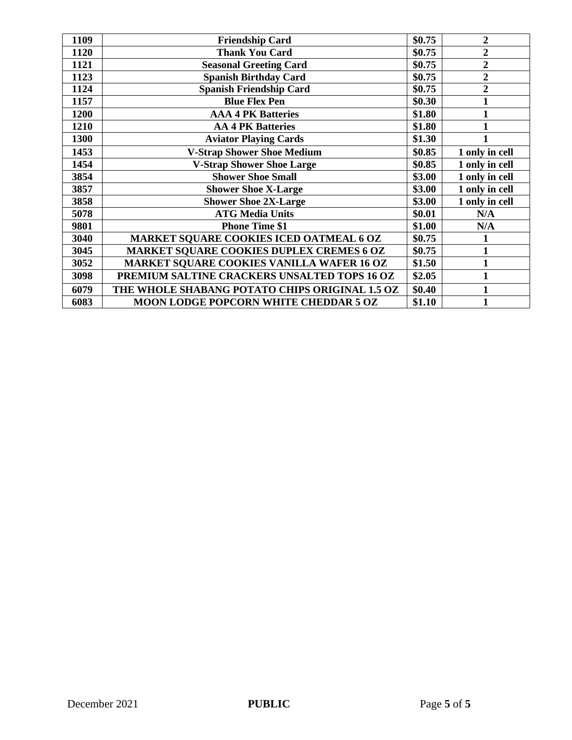| | | | |
|---|---|---|---|
| **1109** | **Friendship Card** | **$0.75** | **2** |
| **1120** | **Thank You Card** | **$0.75** | **2** |
| **1121** | **Seasonal Greeting Card** | **$0.75** | **2** |
| **1123** | **Spanish Birthday Card** | **$0.75** | **2** |
| **1124** | **Spanish Friendship Card** | **$0.75** | **2** |
| **1157** | **Blue Flex Pen** | **$0.30** | **1** |
| **1200** | **AAA 4 PK Batteries** | **$1.80** | **1** |
| **1210** | **AA 4 PK Batteries** | **$1.80** | **1** |
| **1300** | **Aviator Playing Cards** | **$1.30** | **1** |
| **1453** | **V-Strap Shower Shoe Medium** | **$0.85** | **1 only in cell** |
| **1454** | **V-Strap Shower Shoe Large** | **$0.85** | **1 only in cell** |
| **3854** | **Shower Shoe Small** | **$3.00** | **1 only in cell** |
| **3857** | **Shower Shoe X-Large** | **$3.00** | **1 only in cell** |
| **3858** | **Shower Shoe 2X-Large** | **$3.00** | **1 only in cell** |
| **5078** | **ATG Media Units** | **$0.01** | **N/A** |
| **9801** | **Phone Time $1** | **$1.00** | **N/A** |
| **3040** | **MARKET SQUARE COOKIES ICED OATMEAL 6 OZ** | **$0.75** | **1** |
| **3045** | **MARKET SQUARE COOKIES DUPLEX CREMES 6 OZ** | **$0.75** | **1** |
| **3052** | **MARKET SQUARE COOKIES VANILLA WAFER 16 OZ** | **$1.50** | **1** |
| **3098** | **PREMIUM SALTINE CRACKERS UNSALTED TOPS 16 OZ** | **$2.05** | **1** |
| **6079** | **THE WHOLE SHABANG POTATO CHIPS ORIGINAL 1.5 OZ** | **$0.40** | **1** |
| **6083** | **MOON LODGE POPCORN WHITE CHEDDAR 5 OZ** | **$1.10** | **1** |